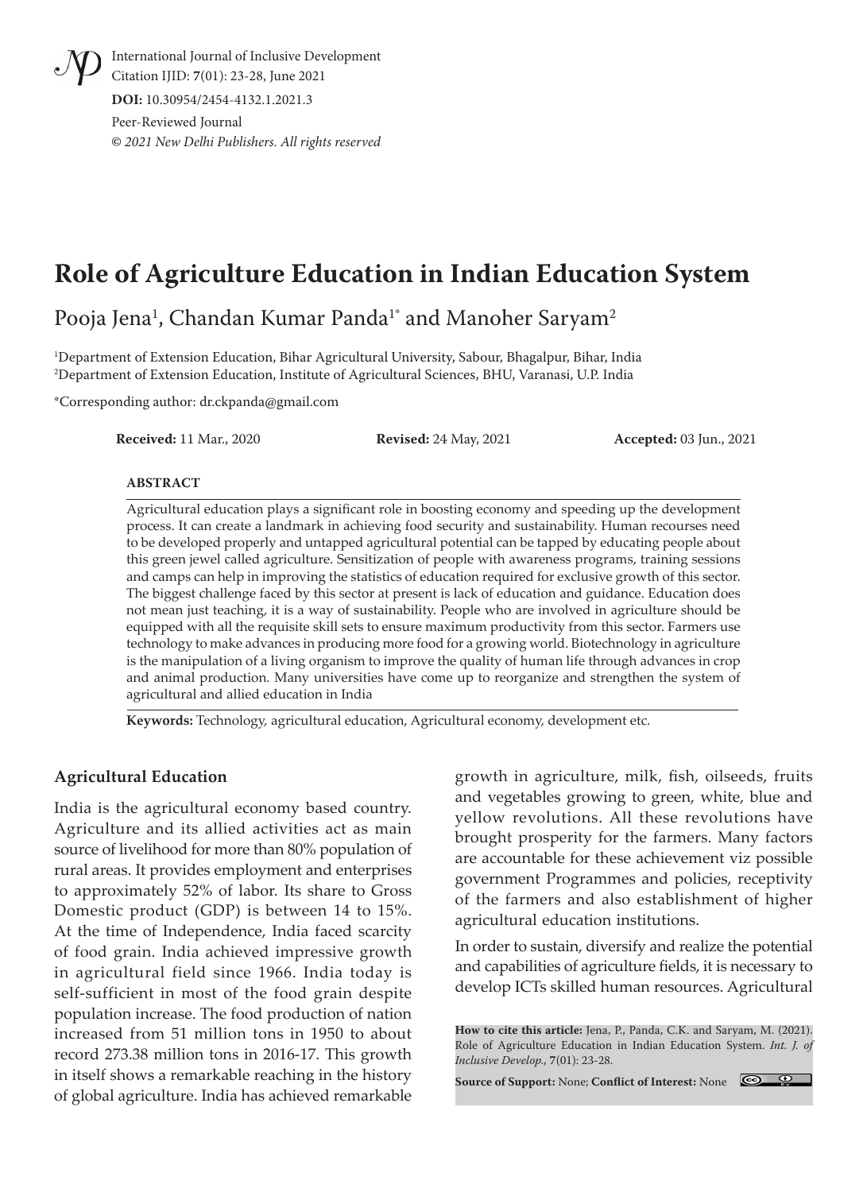# Role of Agriculture Education in Indian Education System

Pooja Jena[1], Chandan Kumar Panda[1*] and Manoher Saryam[2]

[1]Department of Extension Education, Bihar Agricultural University, Sabour, Bhagalpur, Bihar, India
[2]Department of Extension Education, Institute of Agricultural Sciences, BHU, Varanasi, U.P. India

*Corresponding author: dr.ckpanda@gmail.com

**Received:** 11 Mar., 2020 **Revised:** 24 May, 2021 **Accepted:** 03 Jun., 2021

## ABSTRACT

Agricultural education plays a significant role in boosting economy and speeding up the development process. It can create a landmark in achieving food security and sustainability. Human recourses need to be developed properly and untapped agricultural potential can be tapped by educating people about this green jewel called agriculture. Sensitization of people with awareness programs, training sessions and camps can help in improving the statistics of education required for exclusive growth of this sector. The biggest challenge faced by this sector at present is lack of education and guidance. Education does not mean just teaching, it is a way of sustainability. People who are involved in agriculture should be equipped with all the requisite skill sets to ensure maximum productivity from this sector. Farmers use technology to make advances in producing more food for a growing world. Biotechnology in agriculture is the manipulation of a living organism to improve the quality of human life through advances in crop and animal production. Many universities have come up to reorganize and strengthen the system of agricultural and allied education in India

**Keywords:** Technology, agricultural education, Agricultural economy, development etc.

## Agricultural Education

India is the agricultural economy based country. Agriculture and its allied activities act as main source of livelihood for more than 80% population of rural areas. It provides employment and enterprises to approximately 52% of labor. Its share to Gross Domestic product (GDP) is between 14 to 15%. At the time of Independence, India faced scarcity of food grain. India achieved impressive growth in agricultural field since 1966. India today is self-sufficient in most of the food grain despite population increase. The food production of nation increased from 51 million tons in 1950 to about record 273.38 million tons in 2016-17. This growth in itself shows a remarkable reaching in the history of global agriculture. India has achieved remarkable growth in agriculture, milk, fish, oilseeds, fruits and vegetables growing to green, white, blue and yellow revolutions. All these revolutions have brought prosperity for the farmers. Many factors are accountable for these achievement viz possible government Programmes and policies, receptivity of the farmers and also establishment of higher agricultural education institutions.

In order to sustain, diversify and realize the potential and capabilities of agriculture fields, it is necessary to develop ICTs skilled human resources. Agricultural

**How to cite this article:** Jena, P., Panda, C.K. and Saryam, M. (2021). Role of Agriculture Education in Indian Education System. *Int. J. of Inclusive Develop.*, **7**(01): 23-28.

**Source of Support:** None; **Conflict of Interest:** None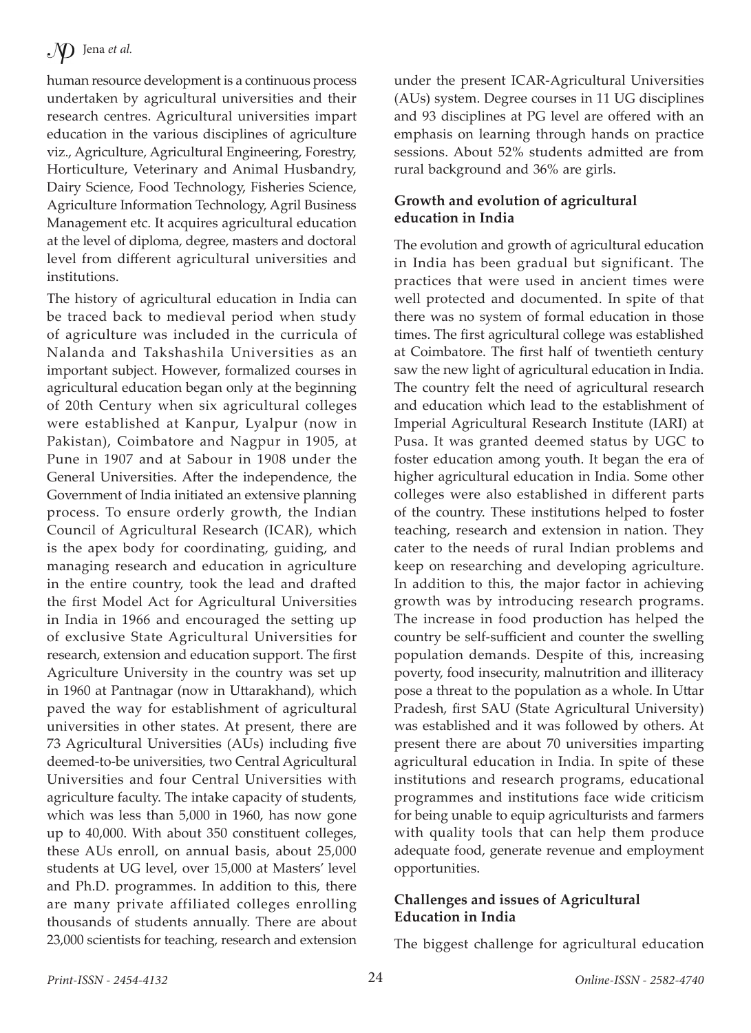human resource development is a continuous process undertaken by agricultural universities and their research centres. Agricultural universities impart education in the various disciplines of agriculture viz., Agriculture, Agricultural Engineering, Forestry, Horticulture, Veterinary and Animal Husbandry, Dairy Science, Food Technology, Fisheries Science, Agriculture Information Technology, Agril Business Management etc. It acquires agricultural education at the level of diploma, degree, masters and doctoral level from different agricultural universities and institutions.

The history of agricultural education in India can be traced back to medieval period when study of agriculture was included in the curricula of Nalanda and Takshashila Universities as an important subject. However, formalized courses in agricultural education began only at the beginning of 20th Century when six agricultural colleges were established at Kanpur, Lyalpur (now in Pakistan), Coimbatore and Nagpur in 1905, at Pune in 1907 and at Sabour in 1908 under the General Universities. After the independence, the Government of India initiated an extensive planning process. To ensure orderly growth, the Indian Council of Agricultural Research (ICAR), which is the apex body for coordinating, guiding, and managing research and education in agriculture in the entire country, took the lead and drafted the first Model Act for Agricultural Universities in India in 1966 and encouraged the setting up of exclusive State Agricultural Universities for research, extension and education support. The first Agriculture University in the country was set up in 1960 at Pantnagar (now in Uttarakhand), which paved the way for establishment of agricultural universities in other states. At present, there are 73 Agricultural Universities (AUs) including five deemed-to-be universities, two Central Agricultural Universities and four Central Universities with agriculture faculty. The intake capacity of students, which was less than 5,000 in 1960, has now gone up to 40,000. With about 350 constituent colleges, these AUs enroll, on annual basis, about 25,000 students at UG level, over 15,000 at Masters' level and Ph.D. programmes. In addition to this, there are many private affiliated colleges enrolling thousands of students annually. There are about 23,000 scientists for teaching, research and extension under the present ICAR-Agricultural Universities (AUs) system. Degree courses in 11 UG disciplines and 93 disciplines at PG level are offered with an emphasis on learning through hands on practice sessions. About 52% students admitted are from rural background and 36% are girls.

## Growth and evolution of agricultural education in India

The evolution and growth of agricultural education in India has been gradual but significant. The practices that were used in ancient times were well protected and documented. In spite of that there was no system of formal education in those times. The first agricultural college was established at Coimbatore. The first half of twentieth century saw the new light of agricultural education in India. The country felt the need of agricultural research and education which lead to the establishment of Imperial Agricultural Research Institute (IARI) at Pusa. It was granted deemed status by UGC to foster education among youth. It began the era of higher agricultural education in India. Some other colleges were also established in different parts of the country. These institutions helped to foster teaching, research and extension in nation. They cater to the needs of rural Indian problems and keep on researching and developing agriculture. In addition to this, the major factor in achieving growth was by introducing research programs. The increase in food production has helped the country be self-sufficient and counter the swelling population demands. Despite of this, increasing poverty, food insecurity, malnutrition and illiteracy pose a threat to the population as a whole. In Uttar Pradesh, first SAU (State Agricultural University) was established and it was followed by others. At present there are about 70 universities imparting agricultural education in India. In spite of these institutions and research programs, educational programmes and institutions face wide criticism for being unable to equip agriculturists and farmers with quality tools that can help them produce adequate food, generate revenue and employment opportunities.

## Challenges and issues of Agricultural Education in India

The biggest challenge for agricultural education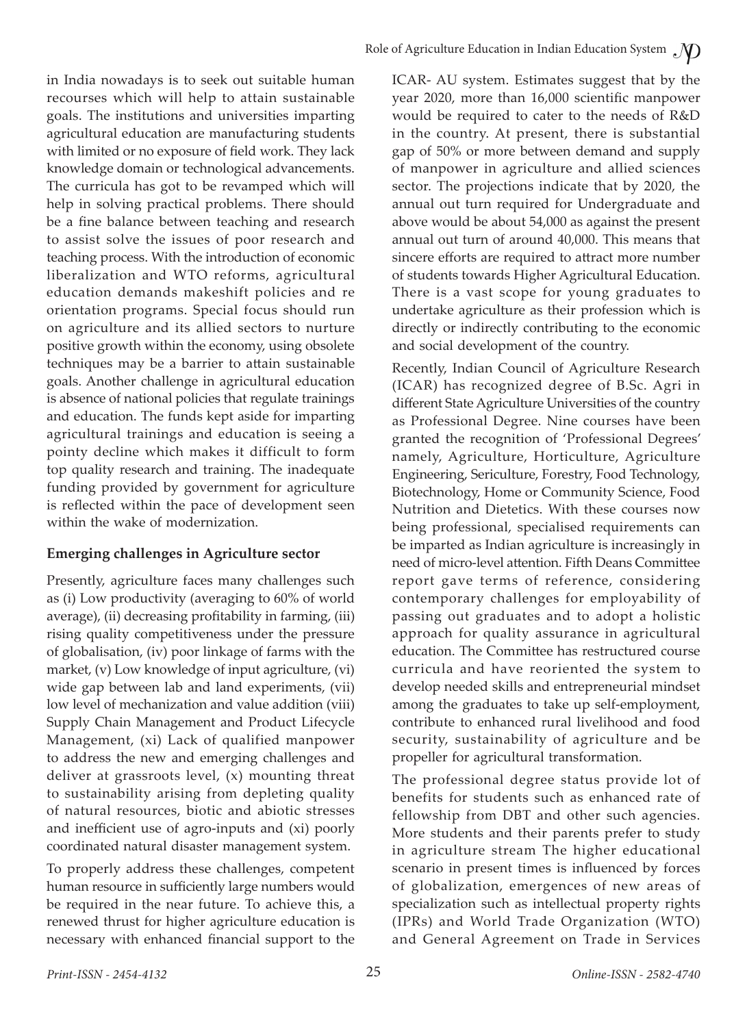in India nowadays is to seek out suitable human recourses which will help to attain sustainable goals. The institutions and universities imparting agricultural education are manufacturing students with limited or no exposure of field work. They lack knowledge domain or technological advancements. The curricula has got to be revamped which will help in solving practical problems. There should be a fine balance between teaching and research to assist solve the issues of poor research and teaching process. With the introduction of economic liberalization and WTO reforms, agricultural education demands makeshift policies and re orientation programs. Special focus should run on agriculture and its allied sectors to nurture positive growth within the economy, using obsolete techniques may be a barrier to attain sustainable goals. Another challenge in agricultural education is absence of national policies that regulate trainings and education. The funds kept aside for imparting agricultural trainings and education is seeing a pointy decline which makes it difficult to form top quality research and training. The inadequate funding provided by government for agriculture is reflected within the pace of development seen within the wake of modernization.

**Emerging challenges in Agriculture sector**

Presently, agriculture faces many challenges such as (i) Low productivity (averaging to 60% of world average), (ii) decreasing profitability in farming, (iii) rising quality competitiveness under the pressure of globalisation, (iv) poor linkage of farms with the market, (v) Low knowledge of input agriculture, (vi) wide gap between lab and land experiments, (vii) low level of mechanization and value addition (viii) Supply Chain Management and Product Lifecycle Management, (xi) Lack of qualified manpower to address the new and emerging challenges and deliver at grassroots level, (x) mounting threat to sustainability arising from depleting quality of natural resources, biotic and abiotic stresses and inefficient use of agro-inputs and (xi) poorly coordinated natural disaster management system.

To properly address these challenges, competent human resource in sufficiently large numbers would be required in the near future. To achieve this, a renewed thrust for higher agriculture education is necessary with enhanced financial support to the ICAR- AU system. Estimates suggest that by the year 2020, more than 16,000 scientific manpower would be required to cater to the needs of R&D in the country. At present, there is substantial gap of 50% or more between demand and supply of manpower in agriculture and allied sciences sector. The projections indicate that by 2020, the annual out turn required for Undergraduate and above would be about 54,000 as against the present annual out turn of around 40,000. This means that sincere efforts are required to attract more number of students towards Higher Agricultural Education. There is a vast scope for young graduates to undertake agriculture as their profession which is directly or indirectly contributing to the economic and social development of the country.

Recently, Indian Council of Agriculture Research (ICAR) has recognized degree of B.Sc. Agri in different State Agriculture Universities of the country as Professional Degree. Nine courses have been granted the recognition of 'Professional Degrees' namely, Agriculture, Horticulture, Agriculture Engineering, Sericulture, Forestry, Food Technology, Biotechnology, Home or Community Science, Food Nutrition and Dietetics. With these courses now being professional, specialised requirements can be imparted as Indian agriculture is increasingly in need of micro-level attention. Fifth Deans Committee report gave terms of reference, considering contemporary challenges for employability of passing out graduates and to adopt a holistic approach for quality assurance in agricultural education. The Committee has restructured course curricula and have reoriented the system to develop needed skills and entrepreneurial mindset among the graduates to take up self-employment, contribute to enhanced rural livelihood and food security, sustainability of agriculture and be propeller for agricultural transformation.

The professional degree status provide lot of benefits for students such as enhanced rate of fellowship from DBT and other such agencies. More students and their parents prefer to study in agriculture stream The higher educational scenario in present times is influenced by forces of globalization, emergences of new areas of specialization such as intellectual property rights (IPRs) and World Trade Organization (WTO) and General Agreement on Trade in Services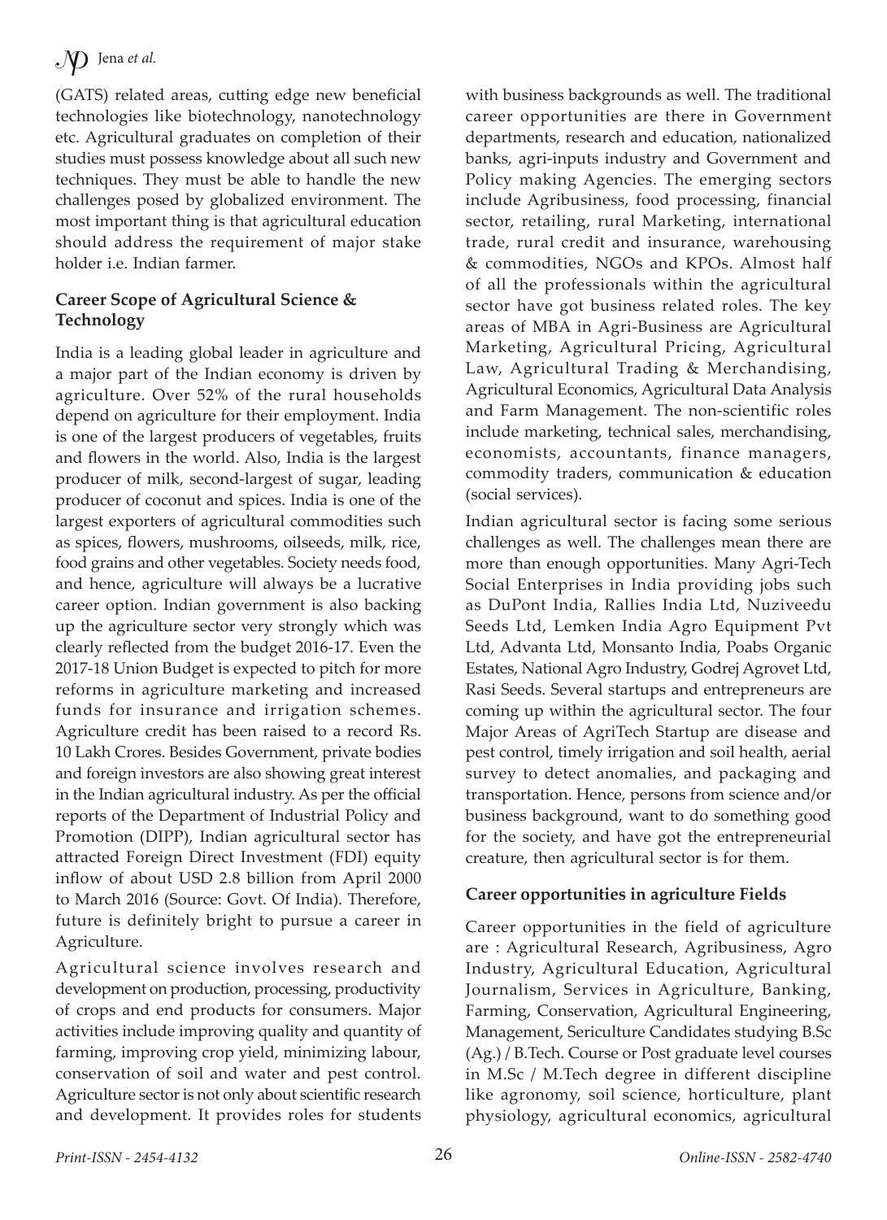(GATS) related areas, cutting edge new beneficial technologies like biotechnology, nanotechnology etc. Agricultural graduates on completion of their studies must possess knowledge about all such new techniques. They must be able to handle the new challenges posed by globalized environment. The most important thing is that agricultural education should address the requirement of major stake holder i.e. Indian farmer.

### Career Scope of Agricultural Science & Technology

India is a leading global leader in agriculture and a major part of the Indian economy is driven by agriculture. Over 52% of the rural households depend on agriculture for their employment. India is one of the largest producers of vegetables, fruits and flowers in the world. Also, India is the largest producer of milk, second-largest of sugar, leading producer of coconut and spices. India is one of the largest exporters of agricultural commodities such as spices, flowers, mushrooms, oilseeds, milk, rice, food grains and other vegetables. Society needs food, and hence, agriculture will always be a lucrative career option. Indian government is also backing up the agriculture sector very strongly which was clearly reflected from the budget 2016-17. Even the 2017-18 Union Budget is expected to pitch for more reforms in agriculture marketing and increased funds for insurance and irrigation schemes. Agriculture credit has been raised to a record Rs. 10 Lakh Crores. Besides Government, private bodies and foreign investors are also showing great interest in the Indian agricultural industry. As per the official reports of the Department of Industrial Policy and Promotion (DIPP), Indian agricultural sector has attracted Foreign Direct Investment (FDI) equity inflow of about USD 2.8 billion from April 2000 to March 2016 (Source: Govt. Of India). Therefore, future is definitely bright to pursue a career in Agriculture.

Agricultural science involves research and development on production, processing, productivity of crops and end products for consumers. Major activities include improving quality and quantity of farming, improving crop yield, minimizing labour, conservation of soil and water and pest control. Agriculture sector is not only about scientific research and development. It provides roles for students with business backgrounds as well. The traditional career opportunities are there in Government departments, research and education, nationalized banks, agri-inputs industry and Government and Policy making Agencies. The emerging sectors include Agribusiness, food processing, financial sector, retailing, rural Marketing, international trade, rural credit and insurance, warehousing & commodities, NGOs and KPOs. Almost half of all the professionals within the agricultural sector have got business related roles. The key areas of MBA in Agri-Business are Agricultural Marketing, Agricultural Pricing, Agricultural Law, Agricultural Trading & Merchandising, Agricultural Economics, Agricultural Data Analysis and Farm Management. The non-scientific roles include marketing, technical sales, merchandising, economists, accountants, finance managers, commodity traders, communication & education (social services).

Indian agricultural sector is facing some serious challenges as well. The challenges mean there are more than enough opportunities. Many Agri-Tech Social Enterprises in India providing jobs such as DuPont India, Rallies India Ltd, Nuziveedu Seeds Ltd, Lemken India Agro Equipment Pvt Ltd, Advanta Ltd, Monsanto India, Poabs Organic Estates, National Agro Industry, Godrej Agrovet Ltd, Rasi Seeds. Several startups and entrepreneurs are coming up within the agricultural sector. The four Major Areas of AgriTech Startup are disease and pest control, timely irrigation and soil health, aerial survey to detect anomalies, and packaging and transportation. Hence, persons from science and/or business background, want to do something good for the society, and have got the entrepreneurial creature, then agricultural sector is for them.

### Career opportunities in agriculture Fields

Career opportunities in the field of agriculture are : Agricultural Research, Agribusiness, Agro Industry, Agricultural Education, Agricultural Journalism, Services in Agriculture, Banking, Farming, Conservation, Agricultural Engineering, Management, Sericulture Candidates studying B.Sc (Ag.) / B.Tech. Course or Post graduate level courses in M.Sc / M.Tech degree in different discipline like agronomy, soil science, horticulture, plant physiology, agricultural economics, agricultural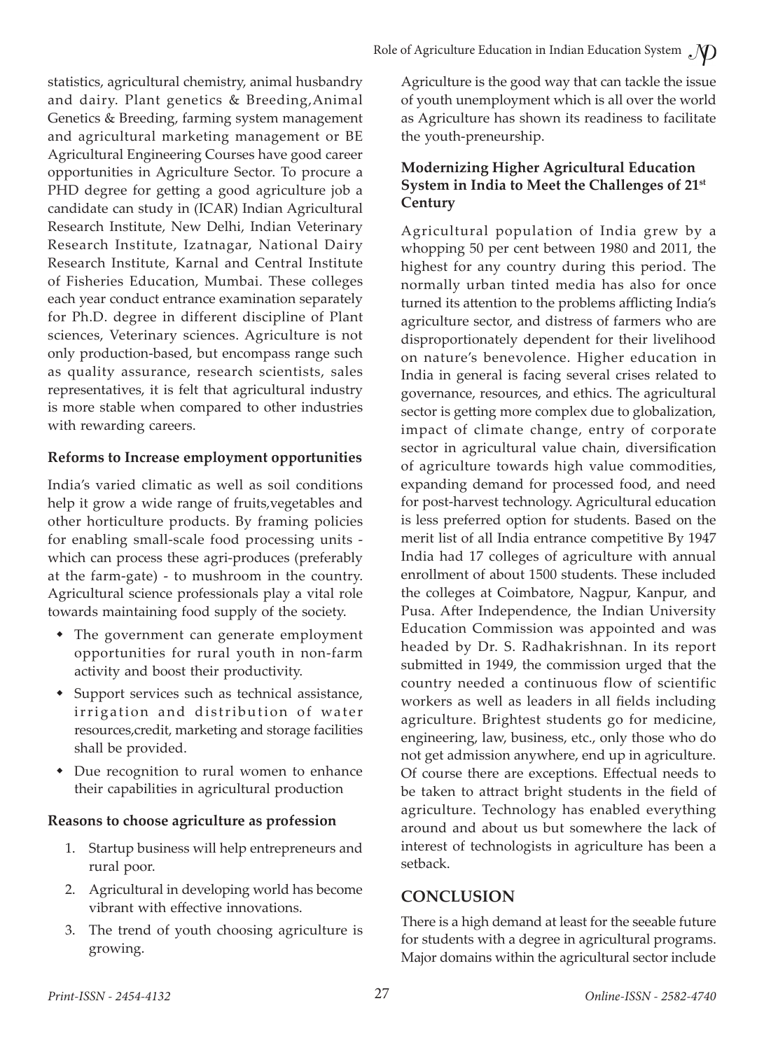statistics, agricultural chemistry, animal husbandry and dairy. Plant genetics & Breeding, Animal Genetics & Breeding, farming system management and agricultural marketing management or BE Agricultural Engineering Courses have good career opportunities in Agriculture Sector. To procure a PHD degree for getting a good agriculture job a candidate can study in (ICAR) Indian Agricultural Research Institute, New Delhi, Indian Veterinary Research Institute, Izatnagar, National Dairy Research Institute, Karnal and Central Institute of Fisheries Education, Mumbai. These colleges each year conduct entrance examination separately for Ph.D. degree in different discipline of Plant sciences, Veterinary sciences. Agriculture is not only production-based, but encompass range such as quality assurance, research scientists, sales representatives, it is felt that agricultural industry is more stable when compared to other industries with rewarding careers.

**Reforms to Increase employment opportunities**

India's varied climatic as well as soil conditions help it grow a wide range of fruits,vegetables and other horticulture products. By framing policies for enabling small-scale food processing units - which can process these agri-produces (preferably at the farm-gate) - to mushroom in the country. Agricultural science professionals play a vital role towards maintaining food supply of the society.

- The government can generate employment opportunities for rural youth in non-farm activity and boost their productivity.
- Support services such as technical assistance, irrigation and distribution of water resources,credit, marketing and storage facilities shall be provided.
- Due recognition to rural women to enhance their capabilities in agricultural production

**Reasons to choose agriculture as profession**

1. Startup business will help entrepreneurs and rural poor.
2. Agricultural in developing world has become vibrant with effective innovations.
3. The trend of youth choosing agriculture is growing.

Agriculture is the good way that can tackle the issue of youth unemployment which is all over the world as Agriculture has shown its readiness to facilitate the youth-preneurship.

**Modernizing Higher Agricultural Education System in India to Meet the Challenges of 21st Century**

Agricultural population of India grew by a whopping 50 per cent between 1980 and 2011, the highest for any country during this period. The normally urban tinted media has also for once turned its attention to the problems afflicting India's agriculture sector, and distress of farmers who are disproportionately dependent for their livelihood on nature's benevolence. Higher education in India in general is facing several crises related to governance, resources, and ethics. The agricultural sector is getting more complex due to globalization, impact of climate change, entry of corporate sector in agricultural value chain, diversification of agriculture towards high value commodities, expanding demand for processed food, and need for post-harvest technology. Agricultural education is less preferred option for students. Based on the merit list of all India entrance competitive By 1947 India had 17 colleges of agriculture with annual enrollment of about 1500 students. These included the colleges at Coimbatore, Nagpur, Kanpur, and Pusa. After Independence, the Indian University Education Commission was appointed and was headed by Dr. S. Radhakrishnan. In its report submitted in 1949, the commission urged that the country needed a continuous flow of scientific workers as well as leaders in all fields including agriculture. Brightest students go for medicine, engineering, law, business, etc., only those who do not get admission anywhere, end up in agriculture. Of course there are exceptions. Effectual needs to be taken to attract bright students in the field of agriculture. Technology has enabled everything around and about us but somewhere the lack of interest of technologists in agriculture has been a setback.

## CONCLUSION

There is a high demand at least for the seeable future for students with a degree in agricultural programs. Major domains within the agricultural sector include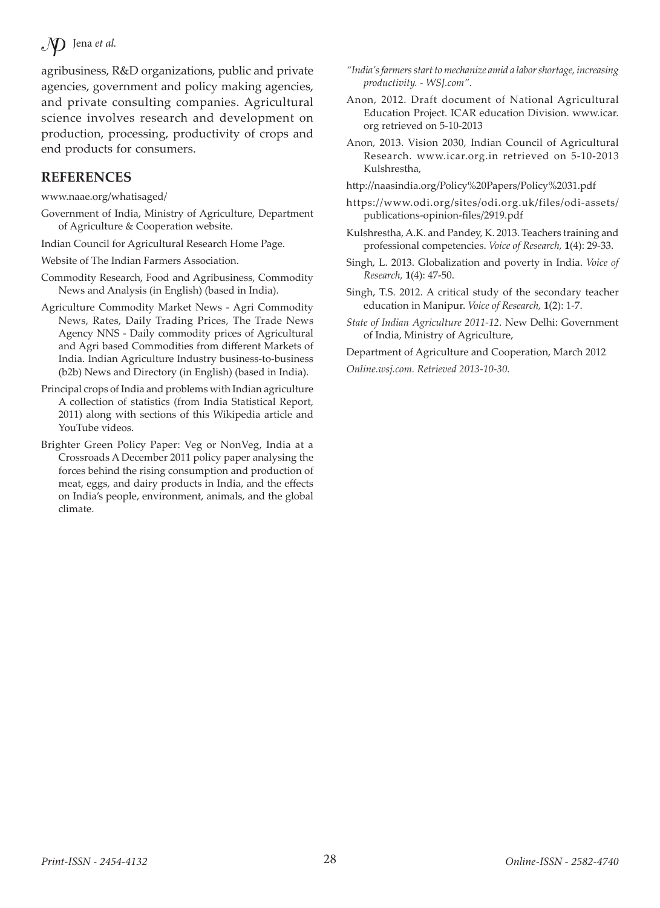agribusiness, R&D organizations, public and private agencies, government and policy making agencies, and private consulting companies. Agricultural science involves research and development on production, processing, productivity of crops and end products for consumers.

## REFERENCES

www.naae.org/whatisaged/

Government of India, Ministry of Agriculture, Department of Agriculture & Cooperation website.

Indian Council for Agricultural Research Home Page.

Website of The Indian Farmers Association.

Commodity Research, Food and Agribusiness, Commodity News and Analysis (in English) (based in India).

Agriculture Commodity Market News - Agri Commodity News, Rates, Daily Trading Prices, The Trade News Agency NNS - Daily commodity prices of Agricultural and Agri based Commodities from different Markets of India. Indian Agriculture Industry business-to-business (b2b) News and Directory (in English) (based in India).

Principal crops of India and problems with Indian agriculture A collection of statistics (from India Statistical Report, 2011) along with sections of this Wikipedia article and YouTube videos.

Brighter Green Policy Paper: Veg or NonVeg, India at a Crossroads A December 2011 policy paper analysing the forces behind the rising consumption and production of meat, eggs, and dairy products in India, and the effects on India's people, environment, animals, and the global climate.

*"India's farmers start to mechanize amid a labor shortage, increasing productivity. - WSJ.com".*

Anon, 2012. Draft document of National Agricultural Education Project. ICAR education Division. www.icar.org retrieved on 5-10-2013

Anon, 2013. Vision 2030, Indian Council of Agricultural Research. www.icar.org.in retrieved on 5-10-2013 Kulshrestha,

http://naasindia.org/Policy%20Papers/Policy%2031.pdf

https://www.odi.org/sites/odi.org.uk/files/odi-assets/publications-opinion-files/2919.pdf

Kulshrestha, A.K. and Pandey, K. 2013. Teachers training and professional competencies. *Voice of Research,* **1**(4): 29-33.

Singh, L. 2013. Globalization and poverty in India. *Voice of Research,* **1**(4): 47-50.

Singh, T.S. 2012. A critical study of the secondary teacher education in Manipur. *Voice of Research,* **1**(2): 1-7.

*State of Indian Agriculture 2011-12*. New Delhi: Government of India, Ministry of Agriculture,

Department of Agriculture and Cooperation, March 2012

*Online.wsj.com. Retrieved 2013-10-30.*